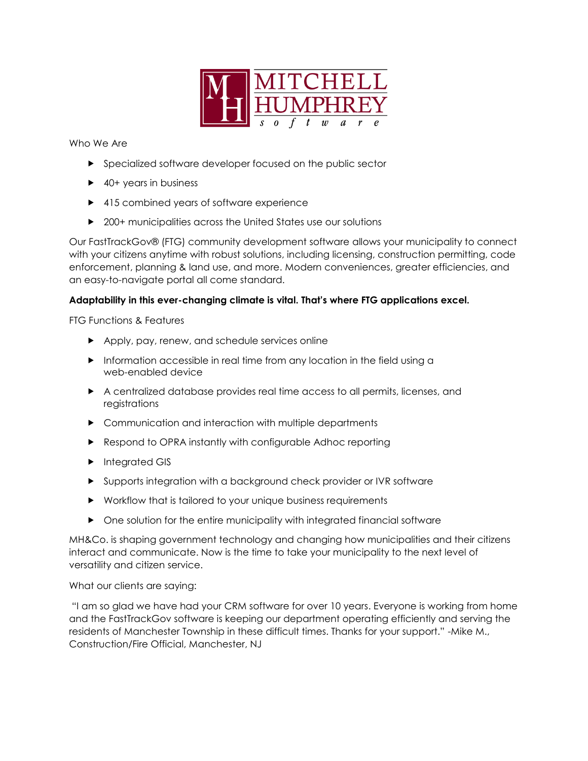MITCHELL HUMPHREY software

## Who We Are

- Specialized software developer focused on the public sector
- 40+ years in business
- 415 combined years of software experience
- 200+ municipalities across the United States use our solutions

Our FastTrackGov® (FTG) community development software allows your municipality to connect with your citizens anytime with robust solutions, including licensing, construction permitting, code enforcement, planning & land use, and more. Modern conveniences, greater efficiencies, and an easy-to-navigate portal all come standard.

**Adaptability in this ever-changing climate is vital. That's where FTG applications excel.**

## FTG Functions & Features

- Apply, pay, renew, and schedule services online
- Information accessible in real time from any location in the field using a web-enabled device
- A centralized database provides real time access to all permits, licenses, and registrations
- Communication and interaction with multiple departments
- Respond to OPRA instantly with configurable Adhoc reporting
- Integrated GIS
- Supports integration with a background check provider or IVR software
- Workflow that is tailored to your unique business requirements
- One solution for the entire municipality with integrated financial software

MH&Co. is shaping government technology and changing how municipalities and their citizens interact and communicate. Now is the time to take your municipality to the next level of versatility and citizen service.

What our clients are saying:

"I am so glad we have had your CRM software for over 10 years. Everyone is working from home and the FastTrackGov software is keeping our department operating efficiently and serving the residents of Manchester Township in these difficult times. Thanks for your support." -Mike M., Construction/Fire Official, Manchester, NJ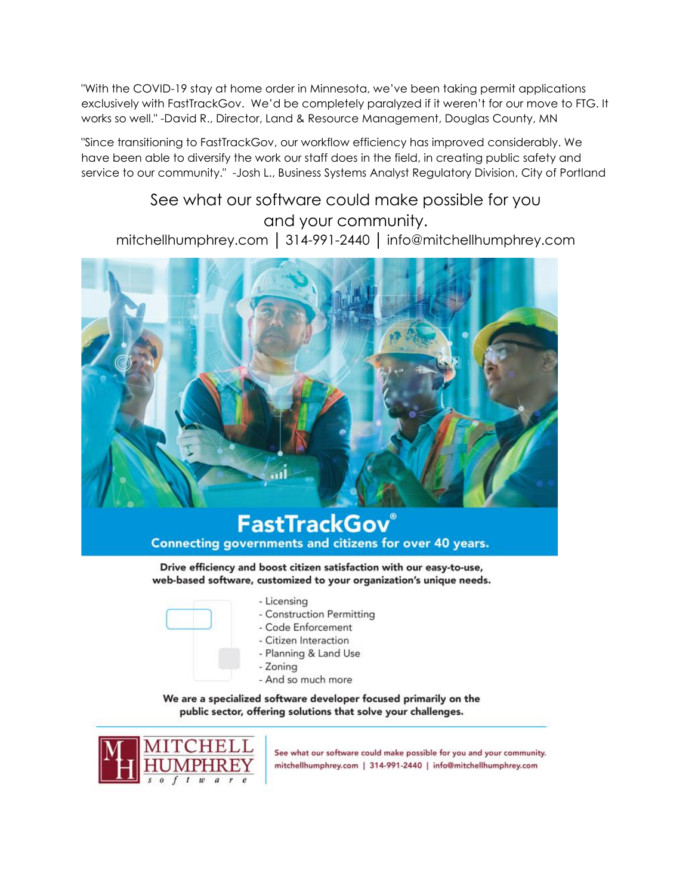"With the COVID-19 stay at home order in Minnesota, we've been taking permit applications exclusively with FastTrackGov. We'd be completely paralyzed if it weren't for our move to FTG. It works so well." -David R., Director, Land & Resource Management, Douglas County, MN

"Since transitioning to FastTrackGov, our workflow efficiency has improved considerably. We have been able to diversify the work our staff does in the field, in creating public safety and service to our community." -Josh L., Business Systems Analyst Regulatory Division, City of Portland

See what our software could make possible for you and your community.

mitchellhumphrey.com | 314-991-2440 | info@mitchellhumphrey.com

## FastTrackGov®

**Connecting governments and citizens for over 40 years.**

**Drive efficiency and boost citizen satisfaction with our easy-to-use, web-based software, customized to your organization's unique needs.**

- Licensing
- Construction Permitting
- Code Enforcement
- Citizen Interaction
- Planning & Land Use
- Zoning
- And so much more

**We are a specialized software developer focused primarily on the public sector, offering solutions that solve your challenges.**

MITCHELL HUMPHREY software

See what our software could make possible for you and your community.
mitchellhumphrey.com | 314-991-2440 | info@mitchellhumphrey.com